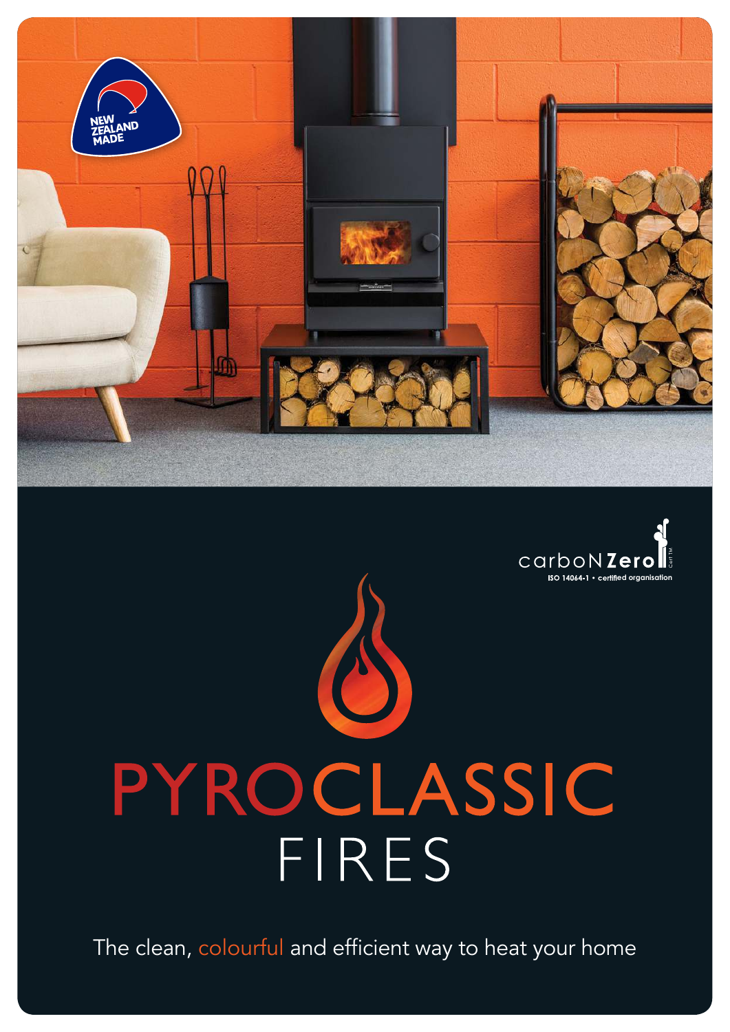NEW ZEALAND MADE

carboNZero
ISO 14064-1 • certified organisation

# PYROCLASSIC FIRES

The clean, colourful and efficient way to heat your home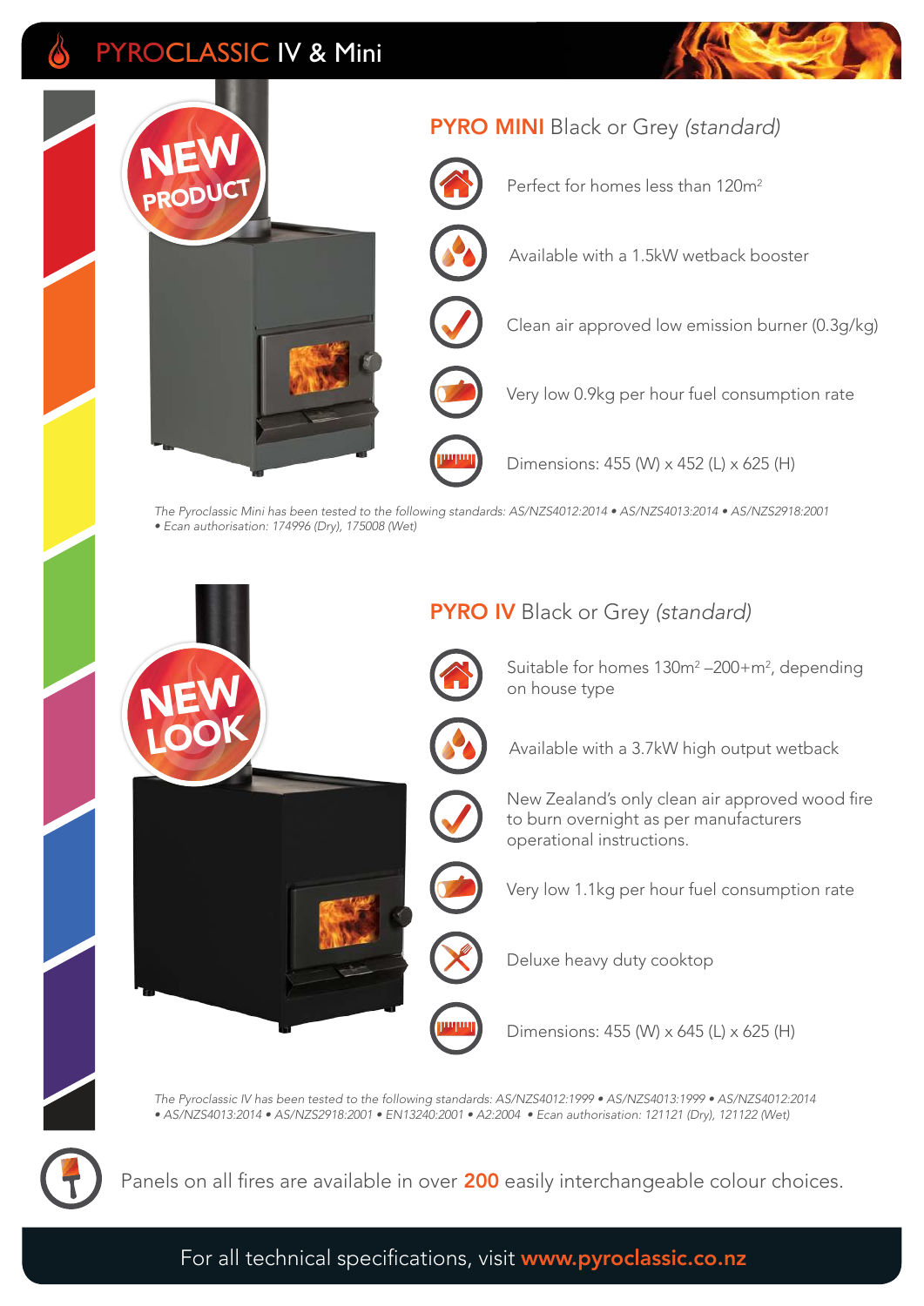# PYROCLASSIC IV & Mini

NEW PRODUCT

## PYRO MINI Black or Grey *(standard)*

- Perfect for homes less than 120m²
- Available with a 1.5kW wetback booster
- Clean air approved low emission burner (0.3g/kg)
- Very low 0.9kg per hour fuel consumption rate
- Dimensions: 455 (W) x 452 (L) x 625 (H)

*The Pyroclassic Mini has been tested to the following standards: AS/NZS4012:2014 • AS/NZS4013:2014 • AS/NZS2918:2001 • Ecan authorisation: 174996 (Dry), 175008 (Wet)*

NEW LOOK

## PYRO IV Black or Grey *(standard)*

- Suitable for homes 130m² –200+m², depending on house type
- Available with a 3.7kW high output wetback
- New Zealand's only clean air approved wood fire to burn overnight as per manufacturers operational instructions.
- Very low 1.1kg per hour fuel consumption rate
- Deluxe heavy duty cooktop
- Dimensions: 455 (W) x 645 (L) x 625 (H)

*The Pyroclassic IV has been tested to the following standards: AS/NZS4012:1999 • AS/NZS4013:1999 • AS/NZS4012:2014 • AS/NZS4013:2014 • AS/NZS2918:2001 • EN13240:2001 • A2:2004 • Ecan authorisation: 121121 (Dry), 121122 (Wet)*

Panels on all fires are available in over **200** easily interchangeable colour choices.

For all technical specifications, visit **www.pyroclassic.co.nz**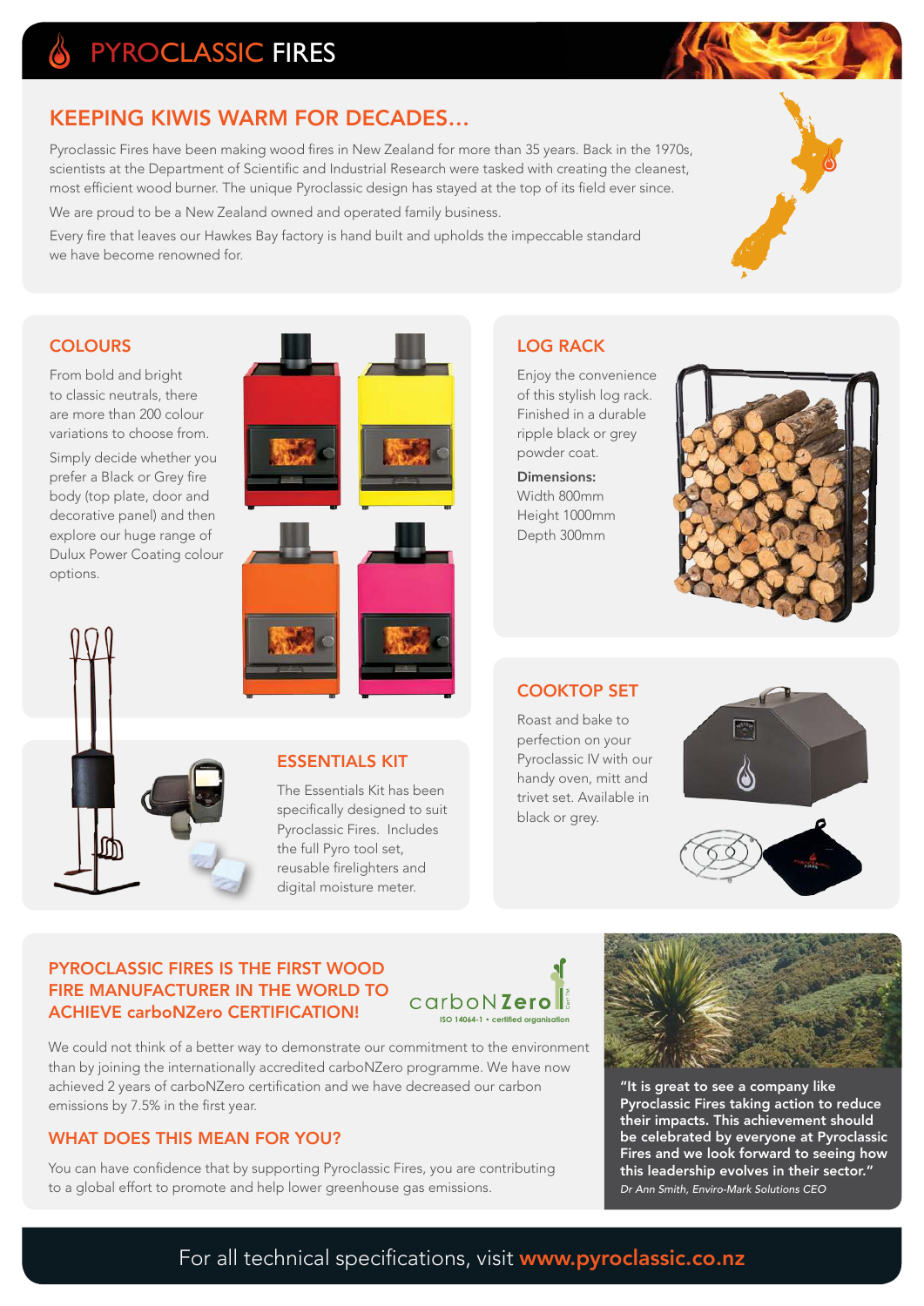# PYROCLASSIC FIRES

## KEEPING KIWIS WARM FOR DECADES...

Pyroclassic Fires have been making wood fires in New Zealand for more than 35 years. Back in the 1970s, scientists at the Department of Scientific and Industrial Research were tasked with creating the cleanest, most efficient wood burner. The unique Pyroclassic design has stayed at the top of its field ever since.

We are proud to be a New Zealand owned and operated family business.

Every fire that leaves our Hawkes Bay factory is hand built and upholds the impeccable standard we have become renowned for.

## COLOURS

From bold and bright to classic neutrals, there are more than 200 colour variations to choose from.

Simply decide whether you prefer a Black or Grey fire body (top plate, door and decorative panel) and then explore our huge range of Dulux Power Coating colour options.

## LOG RACK

Enjoy the convenience of this stylish log rack. Finished in a durable ripple black or grey powder coat.

**Dimensions:**
Width 800mm
Height 1000mm
Depth 300mm

## ESSENTIALS KIT

The Essentials Kit has been specifically designed to suit Pyroclassic Fires. Includes the full Pyro tool set, reusable firelighters and digital moisture meter.

## COOKTOP SET

Roast and bake to perfection on your Pyroclassic IV with our handy oven, mitt and trivet set. Available in black or grey.

## PYROCLASSIC FIRES IS THE FIRST WOOD FIRE MANUFACTURER IN THE WORLD TO ACHIEVE carboNZero CERTIFICATION!

carboNZero
ISO 14064-1 • certified organisation

We could not think of a better way to demonstrate our commitment to the environment than by joining the internationally accredited carboNZero programme. We have now achieved 2 years of carboNZero certification and we have decreased our carbon emissions by 7.5% in the first year.

## WHAT DOES THIS MEAN FOR YOU?

You can have confidence that by supporting Pyroclassic Fires, you are contributing to a global effort to promote and help lower greenhouse gas emissions.

**"It is great to see a company like Pyroclassic Fires taking action to reduce their impacts. This achievement should be celebrated by everyone at Pyroclassic Fires and we look forward to seeing how this leadership evolves in their sector."**
*Dr Ann Smith, Enviro-Mark Solutions CEO*

For all technical specifications, visit **www.pyroclassic.co.nz**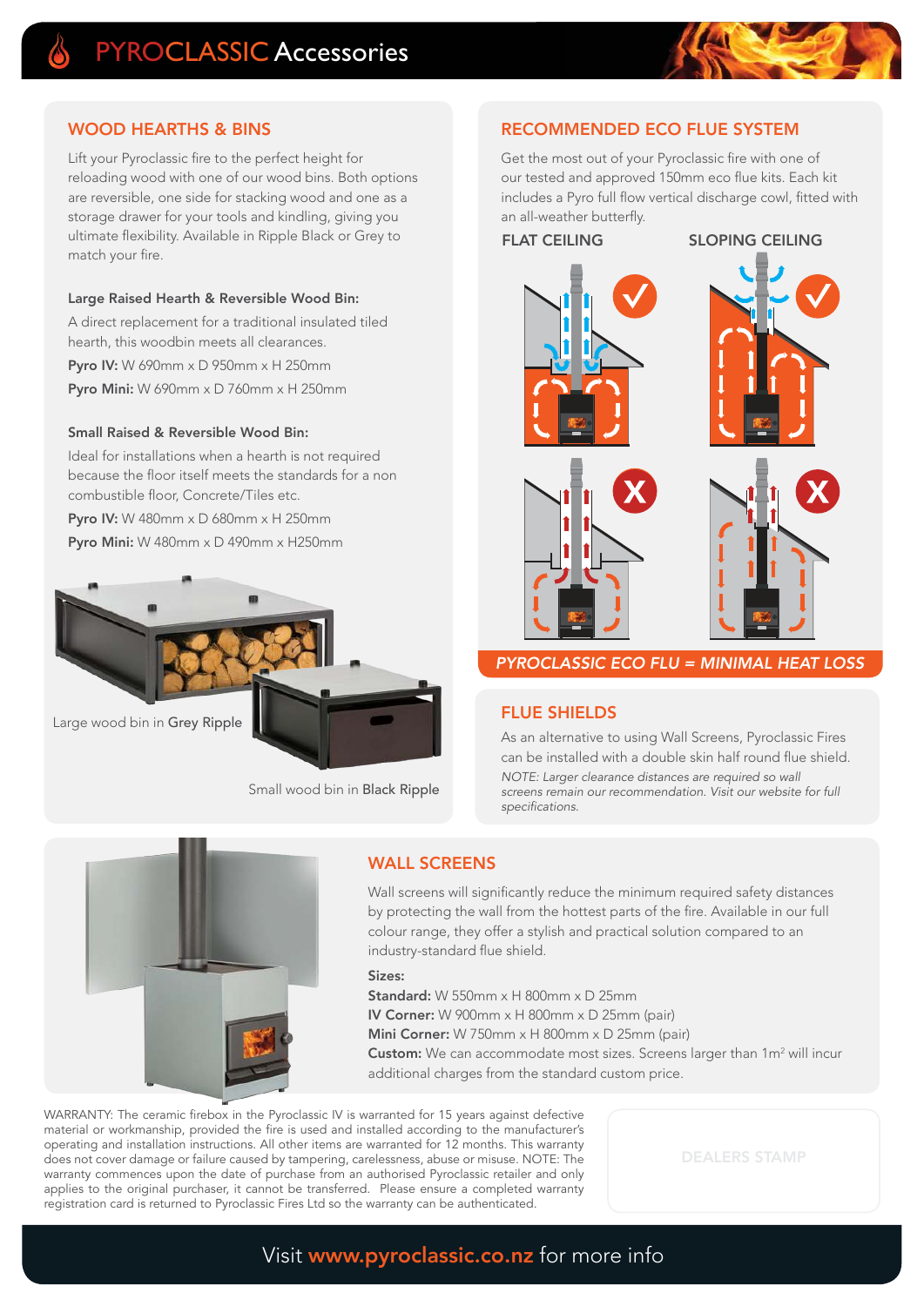# PYROCLASSIC Accessories

## WOOD HEARTHS & BINS

Lift your Pyroclassic fire to the perfect height for reloading wood with one of our wood bins. Both options are reversible, one side for stacking wood and one as a storage drawer for your tools and kindling, giving you ultimate flexibility. Available in Ripple Black or Grey to match your fire.

### Large Raised Hearth & Reversible Wood Bin:

A direct replacement for a traditional insulated tiled hearth, this woodbin meets all clearances.

**Pyro IV:** W 690mm x D 950mm x H 250mm

**Pyro Mini:** W 690mm x D 760mm x H 250mm

### Small Raised & Reversible Wood Bin:

Ideal for installations when a hearth is not required because the floor itself meets the standards for a non combustible floor, Concrete/Tiles etc.

**Pyro IV:** W 480mm x D 680mm x H 250mm

**Pyro Mini:** W 480mm x D 490mm x H250mm

Large wood bin in **Grey Ripple**

Small wood bin in **Black Ripple**

## RECOMMENDED ECO FLUE SYSTEM

Get the most out of your Pyroclassic fire with one of our tested and approved 150mm eco flue kits. Each kit includes a Pyro full flow vertical discharge cowl, fitted with an all-weather butterfly.

FLAT CEILING

SLOPING CEILING

*PYROCLASSIC ECO FLU = MINIMAL HEAT LOSS*

## FLUE SHIELDS

As an alternative to using Wall Screens, Pyroclassic Fires can be installed with a double skin half round flue shield.

*NOTE: Larger clearance distances are required so wall screens remain our recommendation. Visit our website for full specifications.*

## WALL SCREENS

Wall screens will significantly reduce the minimum required safety distances by protecting the wall from the hottest parts of the fire. Available in our full colour range, they offer a stylish and practical solution compared to an industry-standard flue shield.

**Sizes:**

**Standard:** W 550mm x H 800mm x D 25mm

**IV Corner:** W 900mm x H 800mm x D 25mm (pair)

**Mini Corner:** W 750mm x H 800mm x D 25mm (pair)

**Custom:** We can accommodate most sizes. Screens larger than $1m^2$ will incur additional charges from the standard custom price.

WARRANTY: The ceramic firebox in the Pyroclassic IV is warranted for 15 years against defective material or workmanship, provided the fire is used and installed according to the manufacturer's operating and installation instructions. All other items are warranted for 12 months. This warranty does not cover damage or failure caused by tampering, carelessness, abuse or misuse. NOTE: The warranty commences upon the date of purchase from an authorised Pyroclassic retailer and only applies to the original purchaser, it cannot be transferred. Please ensure a completed warranty registration card is returned to Pyroclassic Fires Ltd so the warranty can be authenticated.

DEALERS STAMP

Visit **www.pyroclassic.co.nz** for more info